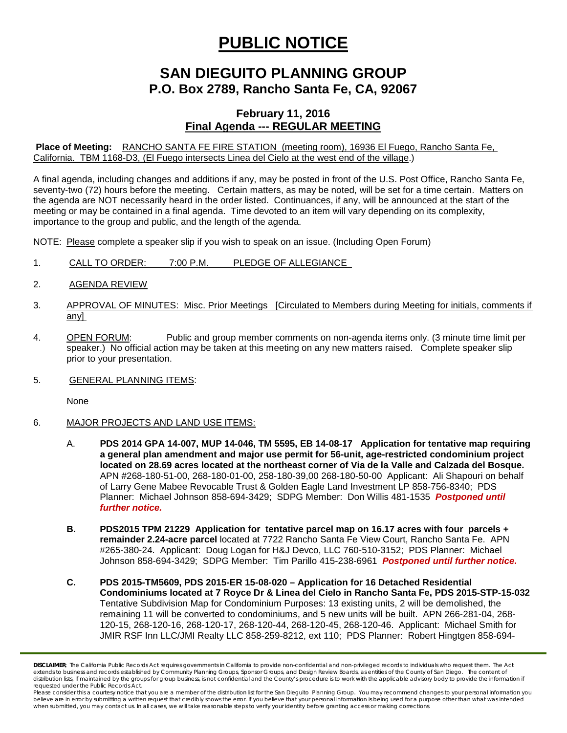# PUBLIC NOTICE

## SAN DIEGUITO PLANNING GROUP
## P.O. Box 2789, Rancho Santa Fe, CA, 92067

### February 11, 2016
### Final Agenda --- REGULAR MEETING

**Place of Meeting:** RANCHO SANTA FE FIRE STATION (meeting room), 16936 El Fuego, Rancho Santa Fe, California. TBM 1168-D3, (El Fuego intersects Linea del Cielo at the west end of the village.)

A final agenda, including changes and additions if any, may be posted in front of the U.S. Post Office, Rancho Santa Fe, seventy-two (72) hours before the meeting. Certain matters, as may be noted, will be set for a time certain. Matters on the agenda are NOT necessarily heard in the order listed. Continuances, if any, will be announced at the start of the meeting or may be contained in a final agenda. Time devoted to an item will vary depending on its complexity, importance to the group and public, and the length of the agenda.

NOTE: Please complete a speaker slip if you wish to speak on an issue. (Including Open Forum)

1. CALL TO ORDER: 7:00 P.M. PLEDGE OF ALLEGIANCE

2. AGENDA REVIEW

3. APPROVAL OF MINUTES: Misc. Prior Meetings [Circulated to Members during Meeting for initials, comments if any]

4. OPEN FORUM: Public and group member comments on non-agenda items only. (3 minute time limit per speaker.) No official action may be taken at this meeting on any new matters raised. Complete speaker slip prior to your presentation.

5. GENERAL PLANNING ITEMS:

   None

6. MAJOR PROJECTS AND LAND USE ITEMS:

   A. **PDS 2014 GPA 14-007, MUP 14-046, TM 5595, EB 14-08-17 Application for tentative map requiring a general plan amendment and major use permit for 56-unit, age-restricted condominium project located on 28.69 acres located at the northeast corner of Via de la Valle and Calzada del Bosque.** APN #268-180-51-00, 268-180-01-00, 258-180-39,00 268-180-50-00 Applicant: Ali Shapouri on behalf of Larry Gene Mabee Revocable Trust & Golden Eagle Land Investment LP 858-756-8340; PDS Planner: Michael Johnson 858-694-3429; SDPG Member: Don Willis 481-1535 ***Postponed until further notice.***

   **B. PDS2015 TPM 21229 Application for tentative parcel map on 16.17 acres with four parcels + remainder 2.24-acre parcel** located at 7722 Rancho Santa Fe View Court, Rancho Santa Fe. APN #265-380-24. Applicant: Doug Logan for H&J Devco, LLC 760-510-3152; PDS Planner: Michael Johnson 858-694-3429; SDPG Member: Tim Parillo 415-238-6961 ***Postponed until further notice.***

   **C. PDS 2015-TM5609, PDS 2015-ER 15-08-020 – Application for 16 Detached Residential Condominiums located at 7 Royce Dr & Linea del Cielo in Rancho Santa Fe, PDS 2015-STP-15-032** Tentative Subdivision Map for Condominium Purposes: 13 existing units, 2 will be demolished, the remaining 11 will be converted to condominiums, and 5 new units will be built. APN 266-281-04, 268-120-15, 268-120-16, 268-120-17, 268-120-44, 268-120-45, 268-120-46. Applicant: Michael Smith for JMIR RSF Inn LLC/JMI Realty LLC 858-259-8212, ext 110; PDS Planner: Robert Hingtgen 858-694-

---

**DISCLAIMER:** The California Public Records Act requires governments in California to provide non-confidential and non-privileged records to individuals who request them. The Act extends to business and records established by Community Planning Groups, Sponsor Groups, and Design Review Boards, as entities of the County of San Diego. The content of distribution lists, if maintained by the groups for group business, is not confidential and the County's procedure is to work with the applicable advisory body to provide the information if requested under the Public Records Act.

Please consider this a courtesy notice that you are a member of the distribution list for the San Dieguito Planning Group. You may recommend changes to your personal information you believe are in error by submitting a written request that credibly shows the error. If you believe that your personal information is being used for a purpose other than what was intended when submitted, you may contact us. In all cases, we will take reasonable steps to verify your identity before granting access or making corrections.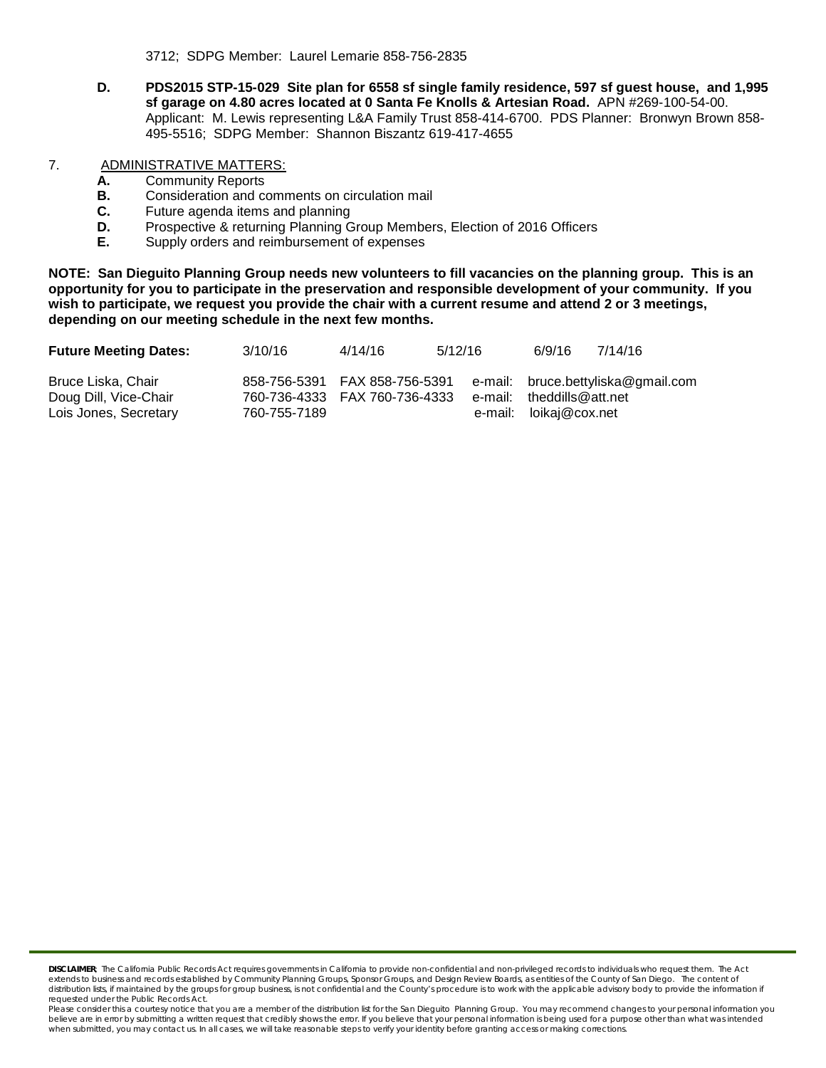3712; SDPG Member: Laurel Lemarie 858-756-2835

**D.** **PDS2015 STP-15-029 Site plan for 6558 sf single family residence, 597 sf guest house, and 1,995 sf garage on 4.80 acres located at 0 Santa Fe Knolls & Artesian Road.** APN #269-100-54-00. Applicant: M. Lewis representing L&A Family Trust 858-414-6700. PDS Planner: Bronwyn Brown 858-495-5516; SDPG Member: Shannon Biszantz 619-417-4655

7. ADMINISTRATIVE MATTERS:
   - **A.** Community Reports
   - **B.** Consideration and comments on circulation mail
   - **C.** Future agenda items and planning
   - **D.** Prospective & returning Planning Group Members, Election of 2016 Officers
   - **E.** Supply orders and reimbursement of expenses

**NOTE: San Dieguito Planning Group needs new volunteers to fill vacancies on the planning group. This is an opportunity for you to participate in the preservation and responsible development of your community. If you wish to participate, we request you provide the chair with a current resume and attend 2 or 3 meetings, depending on our meeting schedule in the next few months.**

**Future Meeting Dates:** 3/10/16 4/14/16 5/12/16 6/9/16 7/14/16

| | | | |
|---|---|---|---|
| Bruce Liska, Chair | 858-756-5391 | FAX 858-756-5391 | e-mail: bruce.bettyliska@gmail.com |
| Doug Dill, Vice-Chair | 760-736-4333 | FAX 760-736-4333 | e-mail: theddills@att.net |
| Lois Jones, Secretary | 760-755-7189 | | e-mail: loikaj@cox.net |

**DISCLAIMER**; The California Public Records Act requires governments in California to provide non-confidential and non-privileged records to individuals who request them. The Act extends to business and records established by Community Planning Groups, Sponsor Groups, and Design Review Boards, as entities of the County of San Diego. The content of distribution lists, if maintained by the groups for group business, is not confidential and the County's procedure is to work with the applicable advisory body to provide the information if requested under the Public Records Act.

Please consider this a courtesy notice that you are a member of the distribution list for the San Dieguito Planning Group. You may recommend changes to your personal information you believe are in error by submitting a written request that credibly shows the error. If you believe that your personal information is being used for a purpose other than what was intended when submitted, you may contact us. In all cases, we will take reasonable steps to verify your identity before granting access or making corrections.